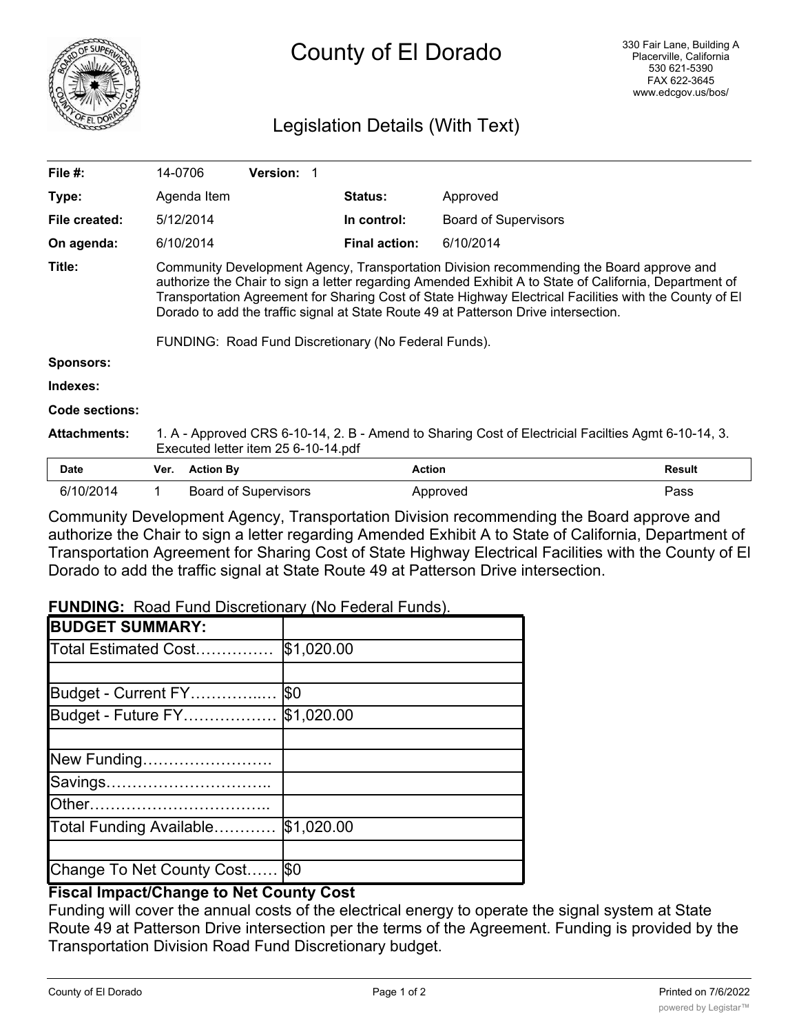# County of El Dorado

330 Fair Lane, Building A
Placerville, California
530 621-5390
FAX 622-3645
www.edcgov.us/bos/

## Legislation Details (With Text)

| | | | |
|---|---|---|---|
| **File #:** | 14-0706 **Version:** 1 | | |
| **Type:** | Agenda Item | **Status:** | Approved |
| **File created:** | 5/12/2014 | **In control:** | Board of Supervisors |
| **On agenda:** | 6/10/2014 | **Final action:** | 6/10/2014 |

**Title:** Community Development Agency, Transportation Division recommending the Board approve and authorize the Chair to sign a letter regarding Amended Exhibit A to State of California, Department of Transportation Agreement for Sharing Cost of State Highway Electrical Facilities with the County of El Dorado to add the traffic signal at State Route 49 at Patterson Drive intersection.

FUNDING: Road Fund Discretionary (No Federal Funds).

**Sponsors:**

**Indexes:**

**Code sections:**

**Attachments:** 1. A - Approved CRS 6-10-14, 2. B - Amend to Sharing Cost of Electricial Facilties Agmt 6-10-14, 3. Executed letter item 25 6-10-14.pdf

| Date | Ver. | Action By | Action | Result |
|---|---|---|---|---|
| 6/10/2014 | 1 | Board of Supervisors | Approved | Pass |

Community Development Agency, Transportation Division recommending the Board approve and authorize the Chair to sign a letter regarding Amended Exhibit A to State of California, Department of Transportation Agreement for Sharing Cost of State Highway Electrical Facilities with the County of El Dorado to add the traffic signal at State Route 49 at Patterson Drive intersection.

**FUNDING:** Road Fund Discretionary (No Federal Funds).

| BUDGET SUMMARY: | |
|---|---|
| Total Estimated Cost…………… | $1,020.00 |
| | |
| Budget - Current FY……………. | $0 |
| Budget - Future FY……………… | $1,020.00 |
| | |
| New Funding……………………. | |
| Savings…………………………. | |
| Other……………………………. | |
| Total Funding Available………… | $1,020.00 |
| | |
| Change To Net County Cost…… | $0 |

**Fiscal Impact/Change to Net County Cost**

Funding will cover the annual costs of the electrical energy to operate the signal system at State Route 49 at Patterson Drive intersection per the terms of the Agreement. Funding is provided by the Transportation Division Road Fund Discretionary budget.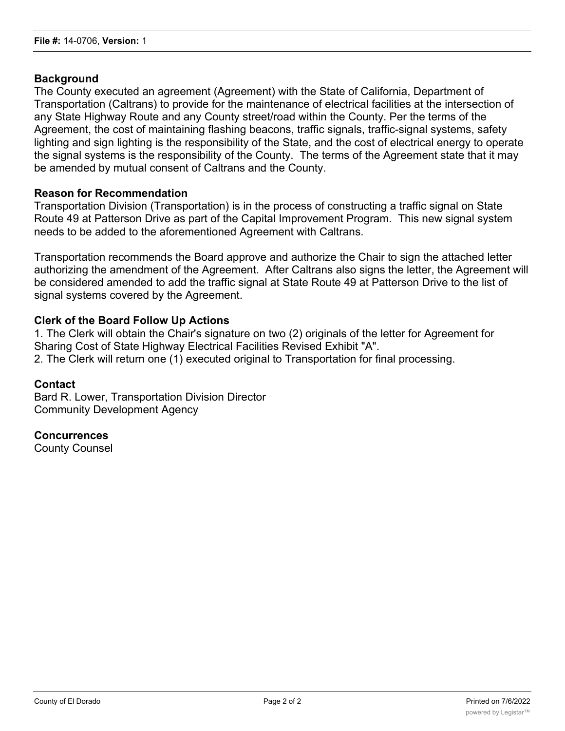**Background**

The County executed an agreement (Agreement) with the State of California, Department of Transportation (Caltrans) to provide for the maintenance of electrical facilities at the intersection of any State Highway Route and any County street/road within the County. Per the terms of the Agreement, the cost of maintaining flashing beacons, traffic signals, traffic-signal systems, safety lighting and sign lighting is the responsibility of the State, and the cost of electrical energy to operate the signal systems is the responsibility of the County. The terms of the Agreement state that it may be amended by mutual consent of Caltrans and the County.

**Reason for Recommendation**

Transportation Division (Transportation) is in the process of constructing a traffic signal on State Route 49 at Patterson Drive as part of the Capital Improvement Program. This new signal system needs to be added to the aforementioned Agreement with Caltrans.

Transportation recommends the Board approve and authorize the Chair to sign the attached letter authorizing the amendment of the Agreement. After Caltrans also signs the letter, the Agreement will be considered amended to add the traffic signal at State Route 49 at Patterson Drive to the list of signal systems covered by the Agreement.

**Clerk of the Board Follow Up Actions**

1. The Clerk will obtain the Chair's signature on two (2) originals of the letter for Agreement for Sharing Cost of State Highway Electrical Facilities Revised Exhibit "A".
2. The Clerk will return one (1) executed original to Transportation for final processing.

**Contact**

Bard R. Lower, Transportation Division Director
Community Development Agency

**Concurrences**

County Counsel